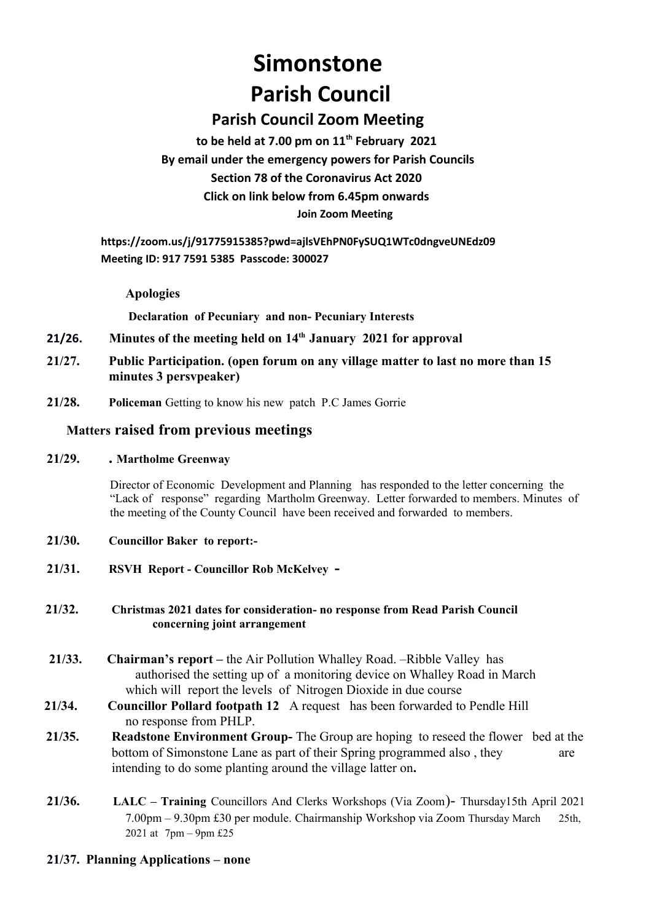# Simonstone

# Parish Council

## Parish Council Zoom Meeting

**to be held at 7.00 pm on 11th February 2021**

**By email under the emergency powers for Parish Councils**

**Section 78 of the Coronavirus Act 2020**

**Click on link below from 6.45pm onwards**

**Join Zoom Meeting**

**https://zoom.us/j/91775915385?pwd=ajlsVEhPN0FySUQ1WTc0dngveUNEdz09**
**Meeting ID: 917 7591 5385 Passcode: 300027**

**Apologies**

**Declaration of Pecuniary and non- Pecuniary Interests**

**21/26. Minutes of the meeting held on 14th January 2021 for approval**

**21/27. Public Participation. (open forum on any village matter to last no more than 15 minutes 3 persvpeaker)**

**21/28. Policeman** Getting to know his new patch P.C James Gorrie

### Matters raised from previous meetings

**21/29. . Martholme Greenway**

Director of Economic Development and Planning has responded to the letter concerning the "Lack of response" regarding Martholm Greenway. Letter forwarded to members. Minutes of the meeting of the County Council have been received and forwarded to members.

**21/30. Councillor Baker to report:-**

**21/31. RSVH Report - Councillor Rob McKelvey -**

**21/32. Christmas 2021 dates for consideration- no response from Read Parish Council concerning joint arrangement**

**21/33. Chairman's report –** the Air Pollution Whalley Road. –Ribble Valley has authorised the setting up of a monitoring device on Whalley Road in March which will report the levels of Nitrogen Dioxide in due course

**21/34. Councillor Pollard footpath 12** A request has been forwarded to Pendle Hill no response from PHLP.

**21/35. Readstone Environment Group-** The Group are hoping to reseed the flower bed at the bottom of Simonstone Lane as part of their Spring programmed also , they are intending to do some planting around the village latter on**.**

**21/36. LALC – Training** Councillors And Clerks Workshops (Via Zoom)- Thursday15th April 2021 7.00pm – 9.30pm £30 per module. Chairmanship Workshop via Zoom Thursday March 25th, 2021 at 7pm – 9pm £25

**21/37. Planning Applications – none**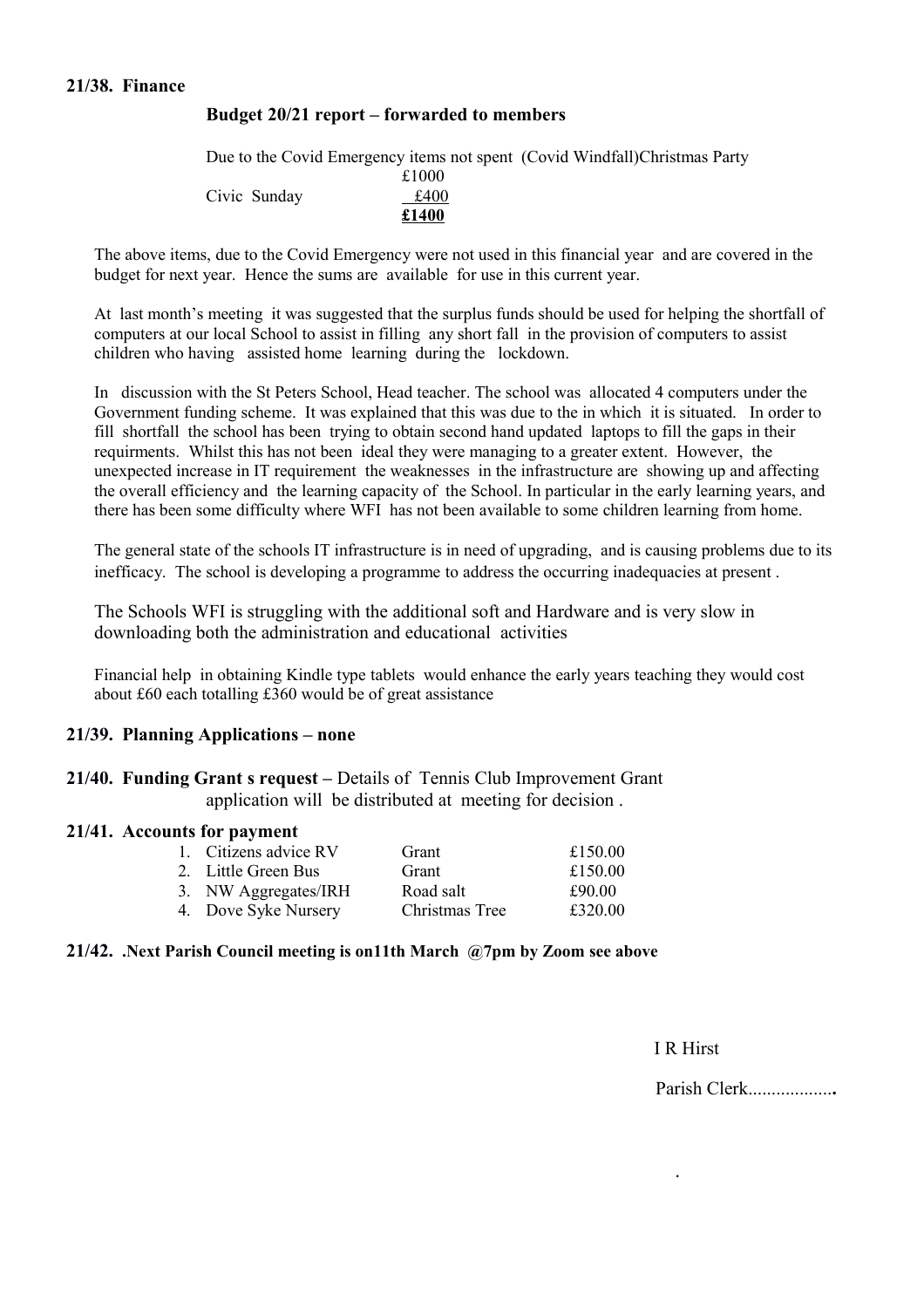**21/38. Finance**

**Budget 20/21 report – forwarded to members**

Due to the Covid Emergency items not spent (Covid Windfall)Christmas Party £1000

| | |
|---|---|
| Civic Sunday | £400 |
| | **£1400** |

The above items, due to the Covid Emergency were not used in this financial year and are covered in the budget for next year. Hence the sums are available for use in this current year.

At last month's meeting it was suggested that the surplus funds should be used for helping the shortfall of computers at our local School to assist in filling any short fall in the provision of computers to assist children who having assisted home learning during the lockdown.

In discussion with the St Peters School, Head teacher. The school was allocated 4 computers under the Government funding scheme. It was explained that this was due to the in which it is situated. In order to fill shortfall the school has been trying to obtain second hand updated laptops to fill the gaps in their requirments. Whilst this has not been ideal they were managing to a greater extent. However, the unexpected increase in IT requirement the weaknesses in the infrastructure are showing up and affecting the overall efficiency and the learning capacity of the School. In particular in the early learning years, and there has been some difficulty where WFI has not been available to some children learning from home.

The general state of the schools IT infrastructure is in need of upgrading, and is causing problems due to its inefficacy. The school is developing a programme to address the occurring inadequacies at present .

The Schools WFI is struggling with the additional soft and Hardware and is very slow in downloading both the administration and educational activities

Financial help in obtaining Kindle type tablets would enhance the early years teaching they would cost about £60 each totalling £360 would be of great assistance

**21/39. Planning Applications – none**

**21/40. Funding Grant s request –** Details of Tennis Club Improvement Grant application will be distributed at meeting for decision .

**21/41. Accounts for payment**

| | | |
|---|---|---|
| 1. Citizens advice RV | Grant | £150.00 |
| 2. Little Green Bus | Grant | £150.00 |
| 3. NW Aggregates/IRH | Road salt | £90.00 |
| 4. Dove Syke Nursery | Christmas Tree | £320.00 |

**21/42. .Next Parish Council meeting is on11th March @7pm by Zoom see above**

I R Hirst

Parish Clerk..................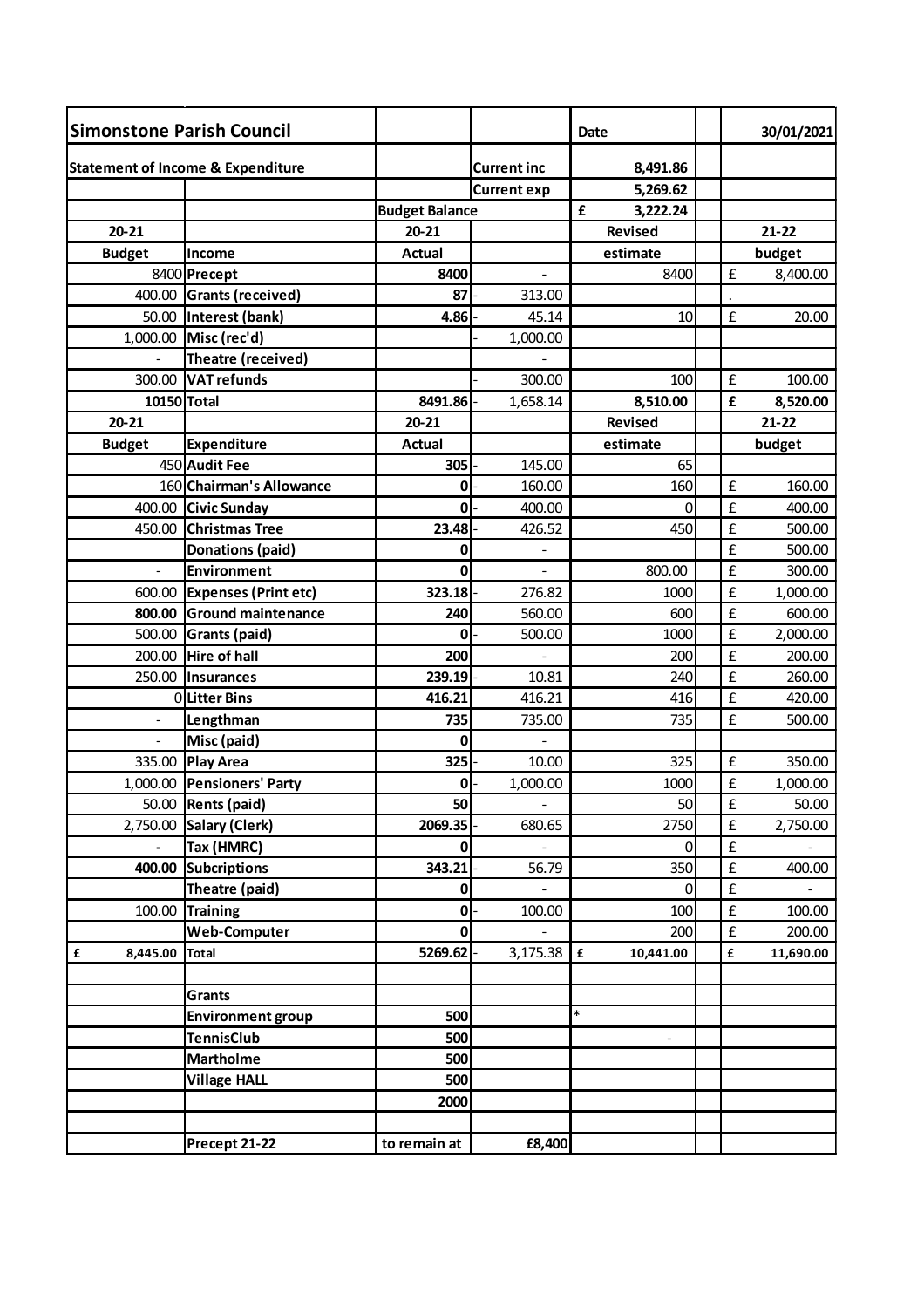| | | | | | | |
|---|---|---|---|---|---|---|
| **Simonstone Parish Council** | | | | **Date** | | **30/01/2021** |
| **Statement of Income & Expenditure** | | | **Current inc** | **8,491.86** | | |
| | | | **Current exp** | **5,269.62** | | |
| | | **Budget Balance** | | **£ 3,222.24** | | |
| **20-21** | | **20-21** | | **Revised** | | **21-22** |
| **Budget** | **Income** | **Actual** | | **estimate** | | **budget** |
| 8400 | **Precept** | **8400** | - | 8400 | £ | 8,400.00 |
| 400.00 | **Grants (received)** | **87** | - 313.00 | | . | |
| 50.00 | **Interest (bank)** | **4.86** | - 45.14 | 10 | £ | 20.00 |
| 1,000.00 | **Misc (rec'd)** | | - 1,000.00 | | | |
| - | **Theatre (received)** | | - | | | |
| 300.00 | **VAT refunds** | | - 300.00 | 100 | £ | 100.00 |
| **10150** | **Total** | **8491.86** | - 1,658.14 | **8,510.00** | **£** | **8,520.00** |
| **20-21** | | **20-21** | | **Revised** | | **21-22** |
| **Budget** | **Expenditure** | **Actual** | | **estimate** | | **budget** |
| 450 | **Audit Fee** | **305** | - 145.00 | 65 | | |
| 160 | **Chairman's Allowance** | **0** | - 160.00 | 160 | £ | 160.00 |
| 400.00 | **Civic Sunday** | **0** | - 400.00 | 0 | £ | 400.00 |
| 450.00 | **Christmas Tree** | **23.48** | - 426.52 | 450 | £ | 500.00 |
| | **Donations (paid)** | **0** | - | | £ | 500.00 |
| - | **Environment** | **0** | - | 800.00 | £ | 300.00 |
| 600.00 | **Expenses (Print etc)** | **323.18** | - 276.82 | 1000 | £ | 1,000.00 |
| **800.00** | **Ground maintenance** | **240** | 560.00 | 600 | £ | 600.00 |
| 500.00 | **Grants (paid)** | **0** | - 500.00 | 1000 | £ | 2,000.00 |
| 200.00 | **Hire of hall** | **200** | - | 200 | £ | 200.00 |
| 250.00 | **Insurances** | **239.19** | - 10.81 | 240 | £ | 260.00 |
| 0 | **Litter Bins** | **416.21** | 416.21 | 416 | £ | 420.00 |
| - | **Lengthman** | **735** | 735.00 | 735 | £ | 500.00 |
| - | **Misc (paid)** | **0** | - | | | |
| 335.00 | **Play Area** | **325** | - 10.00 | 325 | £ | 350.00 |
| 1,000.00 | **Pensioners' Party** | **0** | - 1,000.00 | 1000 | £ | 1,000.00 |
| 50.00 | **Rents (paid)** | **50** | - | 50 | £ | 50.00 |
| 2,750.00 | **Salary (Clerk)** | **2069.35** | - 680.65 | 2750 | £ | 2,750.00 |
| **-** | **Tax (HMRC)** | **0** | - | 0 | £ | - |
| **400.00** | **Subcriptions** | **343.21** | - 56.79 | 350 | £ | 400.00 |
| | **Theatre (paid)** | **0** | - | 0 | £ | - |
| 100.00 | **Training** | **0** | - 100.00 | 100 | £ | 100.00 |
| | **Web-Computer** | **0** | - | 200 | £ | 200.00 |
| **£ 8,445.00** | **Total** | **5269.62** | - 3,175.38 | **£ 10,441.00** | **£** | **11,690.00** |
| | | | | | | |
| | **Grants** | | | | | |
| | **Environment group** | **500** | | * | | |
| | **TennisClub** | **500** | | - | | |
| | **Martholme** | **500** | | | | |
| | **Village HALL** | **500** | | | | |
| | | **2000** | | | | |
| | | | | | | |
| | **Precept 21-22** | **to remain at** | **£8,400** | | | |